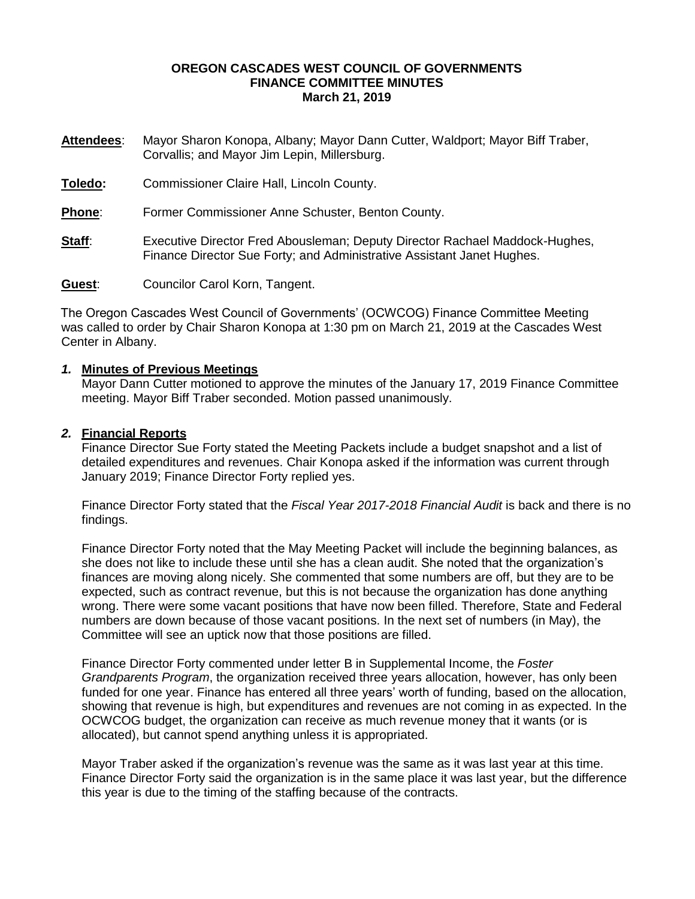**OREGON CASCADES WEST COUNCIL OF GOVERNMENTS**
**FINANCE COMMITTEE MINUTES**
**March 21, 2019**

**Attendees**: Mayor Sharon Konopa, Albany; Mayor Dann Cutter, Waldport; Mayor Biff Traber, Corvallis; and Mayor Jim Lepin, Millersburg.

**Toledo:** Commissioner Claire Hall, Lincoln County.

**Phone**: Former Commissioner Anne Schuster, Benton County.

**Staff**: Executive Director Fred Abousleman; Deputy Director Rachael Maddock-Hughes, Finance Director Sue Forty; and Administrative Assistant Janet Hughes.

**Guest**: Councilor Carol Korn, Tangent.

The Oregon Cascades West Council of Governments' (OCWCOG) Finance Committee Meeting was called to order by Chair Sharon Konopa at 1:30 pm on March 21, 2019 at the Cascades West Center in Albany.

## *1.* Minutes of Previous Meetings

Mayor Dann Cutter motioned to approve the minutes of the January 17, 2019 Finance Committee meeting. Mayor Biff Traber seconded. Motion passed unanimously.

## *2.* Financial Reports

Finance Director Sue Forty stated the Meeting Packets include a budget snapshot and a list of detailed expenditures and revenues. Chair Konopa asked if the information was current through January 2019; Finance Director Forty replied yes.

Finance Director Forty stated that the *Fiscal Year 2017-2018 Financial Audit* is back and there is no findings.

Finance Director Forty noted that the May Meeting Packet will include the beginning balances, as she does not like to include these until she has a clean audit. She noted that the organization's finances are moving along nicely. She commented that some numbers are off, but they are to be expected, such as contract revenue, but this is not because the organization has done anything wrong. There were some vacant positions that have now been filled. Therefore, State and Federal numbers are down because of those vacant positions. In the next set of numbers (in May), the Committee will see an uptick now that those positions are filled.

Finance Director Forty commented under letter B in Supplemental Income, the *Foster Grandparents Program*, the organization received three years allocation, however, has only been funded for one year. Finance has entered all three years' worth of funding, based on the allocation, showing that revenue is high, but expenditures and revenues are not coming in as expected. In the OCWCOG budget, the organization can receive as much revenue money that it wants (or is allocated), but cannot spend anything unless it is appropriated.

Mayor Traber asked if the organization's revenue was the same as it was last year at this time. Finance Director Forty said the organization is in the same place it was last year, but the difference this year is due to the timing of the staffing because of the contracts.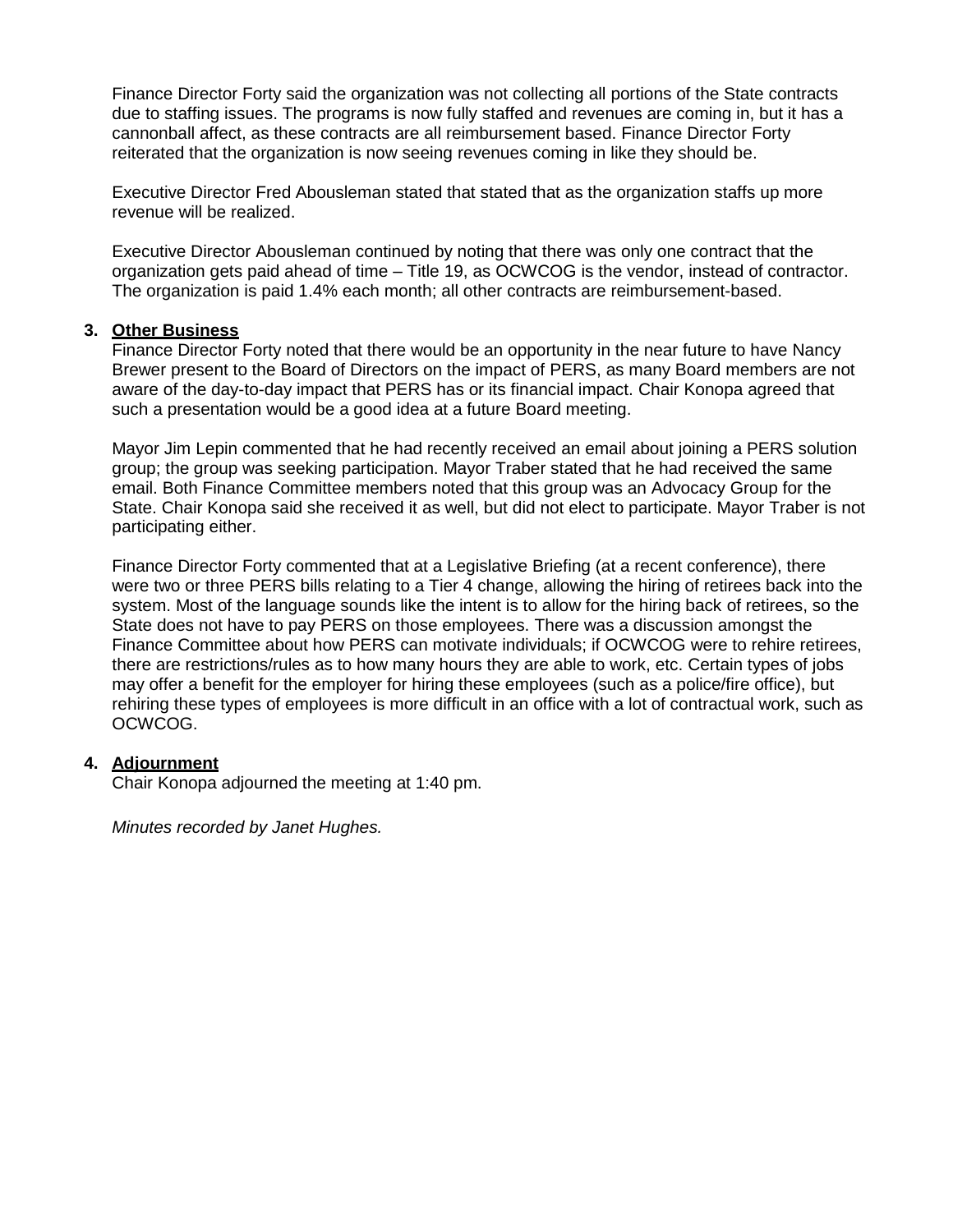Finance Director Forty said the organization was not collecting all portions of the State contracts due to staffing issues. The programs is now fully staffed and revenues are coming in, but it has a cannonball affect, as these contracts are all reimbursement based. Finance Director Forty reiterated that the organization is now seeing revenues coming in like they should be.

Executive Director Fred Abousleman stated that stated that as the organization staffs up more revenue will be realized.

Executive Director Abousleman continued by noting that there was only one contract that the organization gets paid ahead of time – Title 19, as OCWCOG is the vendor, instead of contractor. The organization is paid 1.4% each month; all other contracts are reimbursement-based.

**3. Other Business**

Finance Director Forty noted that there would be an opportunity in the near future to have Nancy Brewer present to the Board of Directors on the impact of PERS, as many Board members are not aware of the day-to-day impact that PERS has or its financial impact. Chair Konopa agreed that such a presentation would be a good idea at a future Board meeting.

Mayor Jim Lepin commented that he had recently received an email about joining a PERS solution group; the group was seeking participation. Mayor Traber stated that he had received the same email. Both Finance Committee members noted that this group was an Advocacy Group for the State. Chair Konopa said she received it as well, but did not elect to participate. Mayor Traber is not participating either.

Finance Director Forty commented that at a Legislative Briefing (at a recent conference), there were two or three PERS bills relating to a Tier 4 change, allowing the hiring of retirees back into the system. Most of the language sounds like the intent is to allow for the hiring back of retirees, so the State does not have to pay PERS on those employees. There was a discussion amongst the Finance Committee about how PERS can motivate individuals; if OCWCOG were to rehire retirees, there are restrictions/rules as to how many hours they are able to work, etc. Certain types of jobs may offer a benefit for the employer for hiring these employees (such as a police/fire office), but rehiring these types of employees is more difficult in an office with a lot of contractual work, such as OCWCOG.

**4. Adjournment**

Chair Konopa adjourned the meeting at 1:40 pm.

*Minutes recorded by Janet Hughes.*